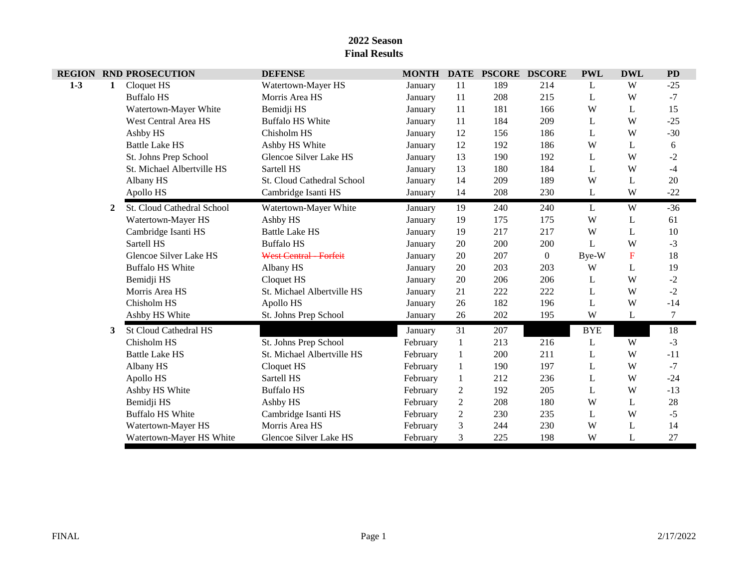# 2022 Season
## Final Results

| REGION | RND | PROSECUTION | DEFENSE | MONTH | DATE | PSCORE | DSCORE | PWL | DWL | PD |
|---|---|---|---|---|---|---|---|---|---|---|
| 1-3 | 1 | Cloquet HS | Watertown-Mayer HS | January | 11 | 189 | 214 | L | W | -25 |
| | | Buffalo HS | Morris Area HS | January | 11 | 208 | 215 | L | W | -7 |
| | | Watertown-Mayer White | Bemidji HS | January | 11 | 181 | 166 | W | L | 15 |
| | | West Central Area HS | Buffalo HS White | January | 11 | 184 | 209 | L | W | -25 |
| | | Ashby HS | Chisholm HS | January | 12 | 156 | 186 | L | W | -30 |
| | | Battle Lake HS | Ashby HS White | January | 12 | 192 | 186 | W | L | 6 |
| | | St. Johns Prep School | Glencoe Silver Lake HS | January | 13 | 190 | 192 | L | W | -2 |
| | | St. Michael Albertville HS | Sartell HS | January | 13 | 180 | 184 | L | W | -4 |
| | | Albany HS | St. Cloud Cathedral School | January | 14 | 209 | 189 | W | L | 20 |
| | | Apollo HS | Cambridge Isanti HS | January | 14 | 208 | 230 | L | W | -22 |
| | 2 | St. Cloud Cathedral School | Watertown-Mayer White | January | 19 | 240 | 240 | L | W | -36 |
| | | Watertown-Mayer HS | Ashby HS | January | 19 | 175 | 175 | W | L | 61 |
| | | Cambridge Isanti HS | Battle Lake HS | January | 19 | 217 | 217 | W | L | 10 |
| | | Sartell HS | Buffalo HS | January | 20 | 200 | 200 | L | W | -3 |
| | | Glencoe Silver Lake HS | ~~West Central - Forfeit~~ | January | 20 | 207 | 0 | Bye-W | F | 18 |
| | | Buffalo HS White | Albany HS | January | 20 | 203 | 203 | W | L | 19 |
| | | Bemidji HS | Cloquet HS | January | 20 | 206 | 206 | L | W | -2 |
| | | Morris Area HS | St. Michael Albertville HS | January | 21 | 222 | 222 | L | W | -2 |
| | | Chisholm HS | Apollo HS | January | 26 | 182 | 196 | L | W | -14 |
| | | Ashby HS White | St. Johns Prep School | January | 26 | 202 | 195 | W | L | 7 |
| | 3 | St Cloud Cathedral HS | | January | 31 | 207 | | BYE | | 18 |
| | | Chisholm HS | St. Johns Prep School | February | 1 | 213 | 216 | L | W | -3 |
| | | Battle Lake HS | St. Michael Albertville HS | February | 1 | 200 | 211 | L | W | -11 |
| | | Albany HS | Cloquet HS | February | 1 | 190 | 197 | L | W | -7 |
| | | Apollo HS | Sartell HS | February | 1 | 212 | 236 | L | W | -24 |
| | | Ashby HS White | Buffalo HS | February | 2 | 192 | 205 | L | W | -13 |
| | | Bemidji HS | Ashby HS | February | 2 | 208 | 180 | W | L | 28 |
| | | Buffalo HS White | Cambridge Isanti HS | February | 2 | 230 | 235 | L | W | -5 |
| | | Watertown-Mayer HS | Morris Area HS | February | 3 | 244 | 230 | W | L | 14 |
| | | Watertown-Mayer HS White | Glencoe Silver Lake HS | February | 3 | 225 | 198 | W | L | 27 |

FINAL 2/17/2022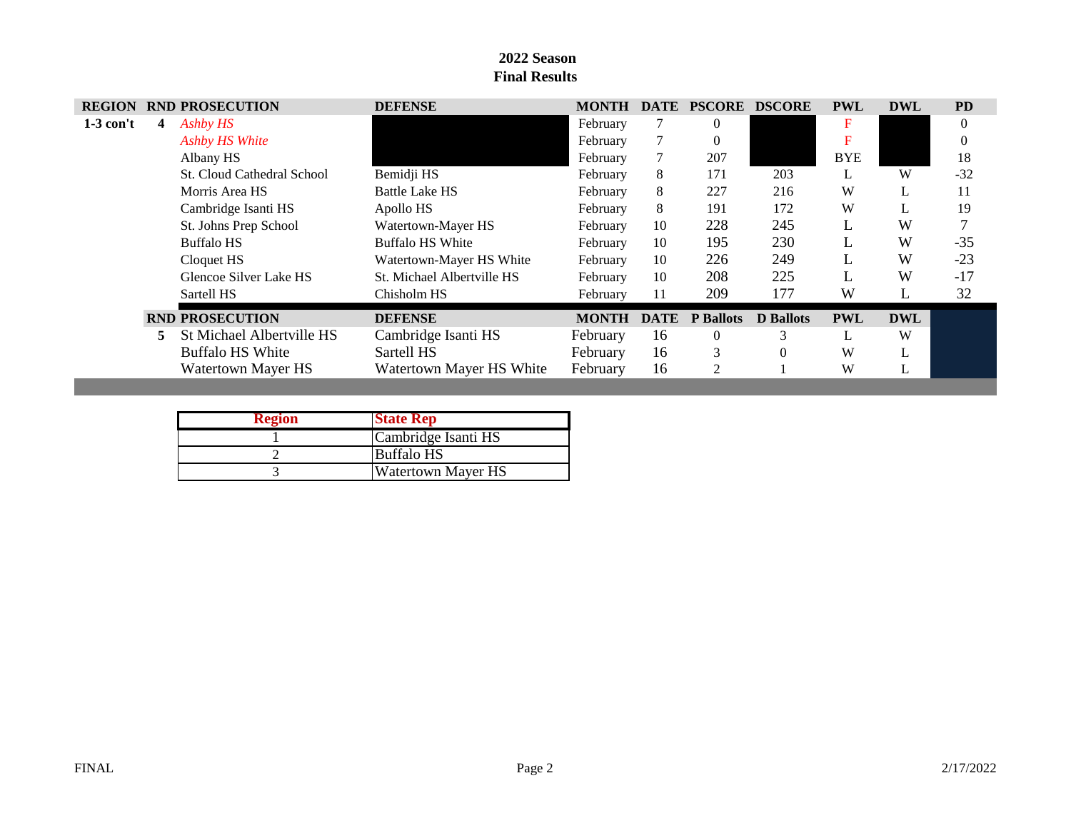**2022 Season**
**Final Results**

| REGION | RND | PROSECUTION | DEFENSE | MONTH | DATE | PSCORE | DSCORE | PWL | DWL | PD |
|---|---|---|---|---|---|---|---|---|---|---|
| 1-3 con't | 4 | *Ashby HS* | | February | 7 | 0 | | F | | 0 |
| | | *Ashby HS White* | | February | 7 | 0 | | F | | 0 |
| | | Albany HS | | February | 7 | 207 | | BYE | | 18 |
| | | St. Cloud Cathedral School | Bemidji HS | February | 8 | 171 | 203 | L | W | -32 |
| | | Morris Area HS | Battle Lake HS | February | 8 | 227 | 216 | W | L | 11 |
| | | Cambridge Isanti HS | Apollo HS | February | 8 | 191 | 172 | W | L | 19 |
| | | St. Johns Prep School | Watertown-Mayer HS | February | 10 | 228 | 245 | L | W | 7 |
| | | Buffalo HS | Buffalo HS White | February | 10 | 195 | 230 | L | W | -35 |
| | | Cloquet HS | Watertown-Mayer HS White | February | 10 | 226 | 249 | L | W | -23 |
| | | Glencoe Silver Lake HS | St. Michael Albertville HS | February | 10 | 208 | 225 | L | W | -17 |
| | | Sartell HS | Chisholm HS | February | 11 | 209 | 177 | W | L | 32 |

| RND | PROSECUTION | DEFENSE | MONTH | DATE | P Ballots | D Ballots | PWL | DWL |
|---|---|---|---|---|---|---|---|---|
| 5 | St Michael Albertville HS | Cambridge Isanti HS | February | 16 | 0 | 3 | L | W |
| | Buffalo HS White | Sartell HS | February | 16 | 3 | 0 | W | L |
| | Watertown Mayer HS | Watertown Mayer HS White | February | 16 | 2 | 1 | W | L |

| Region | State Rep |
|---|---|
| 1 | Cambridge Isanti HS |
| 2 | Buffalo HS |
| 3 | Watertown Mayer HS |

FINAL 2/17/2022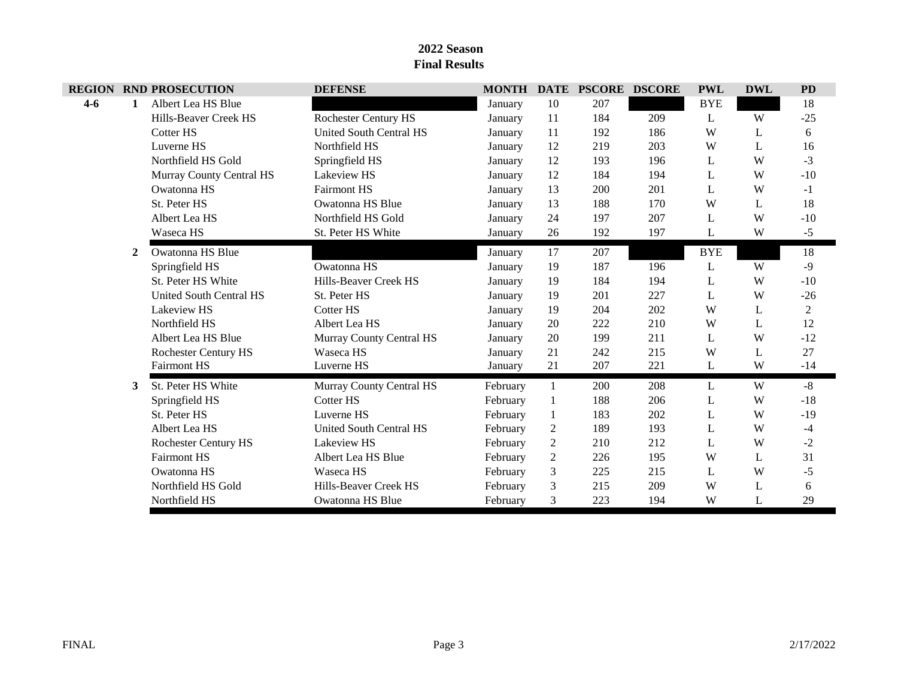**2022 Season**
**Final Results**

| REGION | RND | PROSECUTION | DEFENSE | MONTH | DATE | PSCORE | DSCORE | PWL | DWL | PD |
|---|---|---|---|---|---|---|---|---|---|---|
| 4-6 | 1 | Albert Lea HS Blue | | January | 10 | 207 | | BYE | | 18 |
| | | Hills-Beaver Creek HS | Rochester Century HS | January | 11 | 184 | 209 | L | W | -25 |
| | | Cotter HS | United South Central HS | January | 11 | 192 | 186 | W | L | 6 |
| | | Luverne HS | Northfield HS | January | 12 | 219 | 203 | W | L | 16 |
| | | Northfield HS Gold | Springfield HS | January | 12 | 193 | 196 | L | W | -3 |
| | | Murray County Central HS | Lakeview HS | January | 12 | 184 | 194 | L | W | -10 |
| | | Owatonna HS | Fairmont HS | January | 13 | 200 | 201 | L | W | -1 |
| | | St. Peter HS | Owatonna HS Blue | January | 13 | 188 | 170 | W | L | 18 |
| | | Albert Lea HS | Northfield HS Gold | January | 24 | 197 | 207 | L | W | -10 |
| | | Waseca HS | St. Peter HS White | January | 26 | 192 | 197 | L | W | -5 |
| | 2 | Owatonna HS Blue | | January | 17 | 207 | | BYE | | 18 |
| | | Springfield HS | Owatonna HS | January | 19 | 187 | 196 | L | W | -9 |
| | | St. Peter HS White | Hills-Beaver Creek HS | January | 19 | 184 | 194 | L | W | -10 |
| | | United South Central HS | St. Peter HS | January | 19 | 201 | 227 | L | W | -26 |
| | | Lakeview HS | Cotter HS | January | 19 | 204 | 202 | W | L | 2 |
| | | Northfield HS | Albert Lea HS | January | 20 | 222 | 210 | W | L | 12 |
| | | Albert Lea HS Blue | Murray County Central HS | January | 20 | 199 | 211 | L | W | -12 |
| | | Rochester Century HS | Waseca HS | January | 21 | 242 | 215 | W | L | 27 |
| | | Fairmont HS | Luverne HS | January | 21 | 207 | 221 | L | W | -14 |
| | 3 | St. Peter HS White | Murray County Central HS | February | 1 | 200 | 208 | L | W | -8 |
| | | Springfield HS | Cotter HS | February | 1 | 188 | 206 | L | W | -18 |
| | | St. Peter HS | Luverne HS | February | 1 | 183 | 202 | L | W | -19 |
| | | Albert Lea HS | United South Central HS | February | 2 | 189 | 193 | L | W | -4 |
| | | Rochester Century HS | Lakeview HS | February | 2 | 210 | 212 | L | W | -2 |
| | | Fairmont HS | Albert Lea HS Blue | February | 2 | 226 | 195 | W | L | 31 |
| | | Owatonna HS | Waseca HS | February | 3 | 225 | 215 | L | W | -5 |
| | | Northfield HS Gold | Hills-Beaver Creek HS | February | 3 | 215 | 209 | W | L | 6 |
| | | Northfield HS | Owatonna HS Blue | February | 3 | 223 | 194 | W | L | 29 |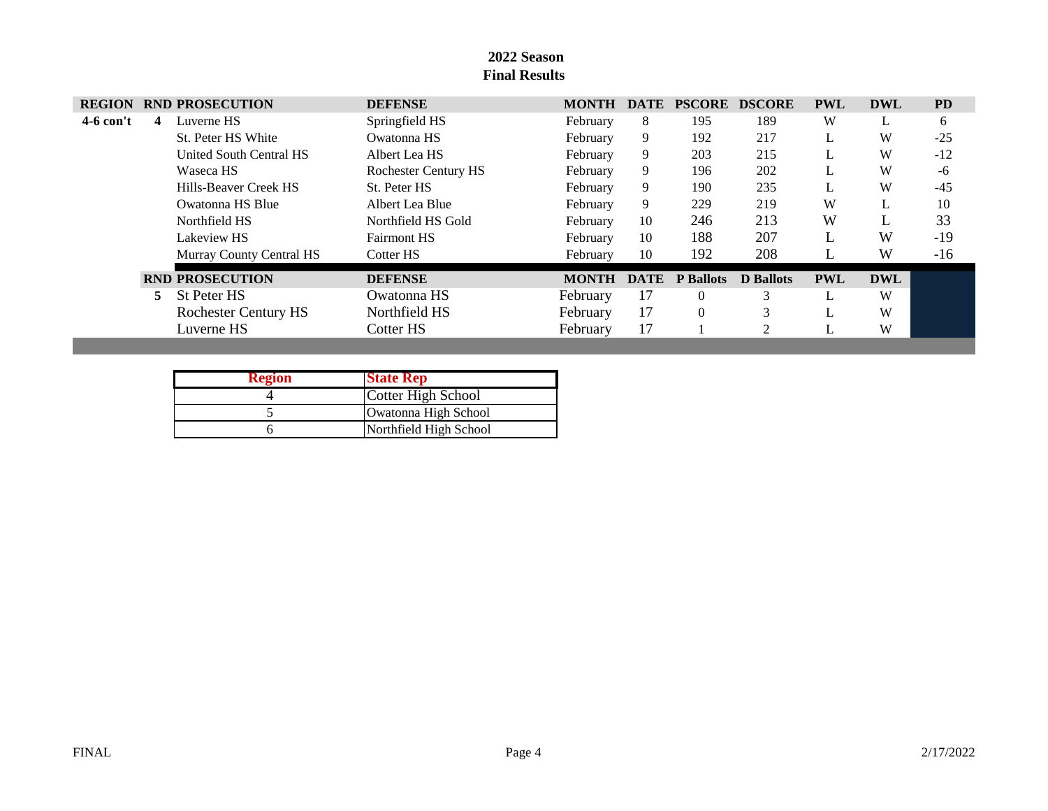**2022 Season**
**Final Results**

| REGION | RND | PROSECUTION | DEFENSE | MONTH | DATE | PSCORE | DSCORE | PWL | DWL | PD |
|---|---|---|---|---|---|---|---|---|---|---|
| 4-6 con't | 4 | Luverne HS | Springfield HS | February | 8 | 195 | 189 | W | L | 6 |
| | | St. Peter HS White | Owatonna HS | February | 9 | 192 | 217 | L | W | -25 |
| | | United South Central HS | Albert Lea HS | February | 9 | 203 | 215 | L | W | -12 |
| | | Waseca HS | Rochester Century HS | February | 9 | 196 | 202 | L | W | -6 |
| | | Hills-Beaver Creek HS | St. Peter HS | February | 9 | 190 | 235 | L | W | -45 |
| | | Owatonna HS Blue | Albert Lea Blue | February | 9 | 229 | 219 | W | L | 10 |
| | | Northfield HS | Northfield HS Gold | February | 10 | 246 | 213 | W | L | 33 |
| | | Lakeview HS | Fairmont HS | February | 10 | 188 | 207 | L | W | -19 |
| | | Murray County Central HS | Cotter HS | February | 10 | 192 | 208 | L | W | -16 |
| | **RND** | **PROSECUTION** | **DEFENSE** | **MONTH** | **DATE** | **P Ballots** | **D Ballots** | **PWL** | **DWL** | |
| | 5 | St Peter HS | Owatonna HS | February | 17 | 0 | 3 | L | W | |
| | | Rochester Century HS | Northfield HS | February | 17 | 0 | 3 | L | W | |
| | | Luverne HS | Cotter HS | February | 17 | 1 | 2 | L | W | |

| Region | State Rep |
|---|---|
| 4 | Cotter High School |
| 5 | Owatonna High School |
| 6 | Northfield High School |

FINAL 2/17/2022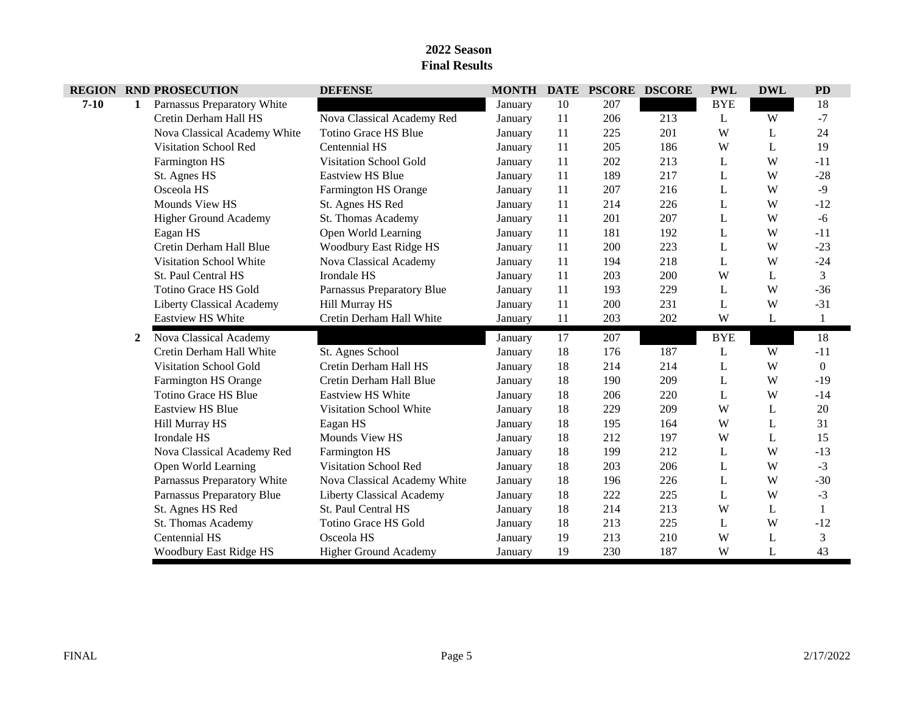## 2022 Season
## Final Results

| REGION | RND | PROSECUTION | DEFENSE | MONTH | DATE | PSCORE | DSCORE | PWL | DWL | PD |
|---|---|---|---|---|---|---|---|---|---|---|
| 7-10 | 1 | Parnassus Preparatory White | | January | 10 | 207 | | BYE | | 18 |
| | | Cretin Derham Hall HS | Nova Classical Academy Red | January | 11 | 206 | 213 | L | W | -7 |
| | | Nova Classical Academy White | Totino Grace HS Blue | January | 11 | 225 | 201 | W | L | 24 |
| | | Visitation School Red | Centennial HS | January | 11 | 205 | 186 | W | L | 19 |
| | | Farmington HS | Visitation School Gold | January | 11 | 202 | 213 | L | W | -11 |
| | | St. Agnes HS | Eastview HS Blue | January | 11 | 189 | 217 | L | W | -28 |
| | | Osceola HS | Farmington HS Orange | January | 11 | 207 | 216 | L | W | -9 |
| | | Mounds View HS | St. Agnes HS Red | January | 11 | 214 | 226 | L | W | -12 |
| | | Higher Ground Academy | St. Thomas Academy | January | 11 | 201 | 207 | L | W | -6 |
| | | Eagan HS | Open World Learning | January | 11 | 181 | 192 | L | W | -11 |
| | | Cretin Derham Hall Blue | Woodbury East Ridge HS | January | 11 | 200 | 223 | L | W | -23 |
| | | Visitation School White | Nova Classical Academy | January | 11 | 194 | 218 | L | W | -24 |
| | | St. Paul Central HS | Irondale HS | January | 11 | 203 | 200 | W | L | 3 |
| | | Totino Grace HS Gold | Parnassus Preparatory Blue | January | 11 | 193 | 229 | L | W | -36 |
| | | Liberty Classical Academy | Hill Murray HS | January | 11 | 200 | 231 | L | W | -31 |
| | | Eastview HS White | Cretin Derham Hall White | January | 11 | 203 | 202 | W | L | 1 |
| | 2 | Nova Classical Academy | | January | 17 | 207 | | BYE | | 18 |
| | | Cretin Derham Hall White | St. Agnes School | January | 18 | 176 | 187 | L | W | -11 |
| | | Visitation School Gold | Cretin Derham Hall HS | January | 18 | 214 | 214 | L | W | 0 |
| | | Farmington HS Orange | Cretin Derham Hall Blue | January | 18 | 190 | 209 | L | W | -19 |
| | | Totino Grace HS Blue | Eastview HS White | January | 18 | 206 | 220 | L | W | -14 |
| | | Eastview HS Blue | Visitation School White | January | 18 | 229 | 209 | W | L | 20 |
| | | Hill Murray HS | Eagan HS | January | 18 | 195 | 164 | W | L | 31 |
| | | Irondale HS | Mounds View HS | January | 18 | 212 | 197 | W | L | 15 |
| | | Nova Classical Academy Red | Farmington HS | January | 18 | 199 | 212 | L | W | -13 |
| | | Open World Learning | Visitation School Red | January | 18 | 203 | 206 | L | W | -3 |
| | | Parnassus Preparatory White | Nova Classical Academy White | January | 18 | 196 | 226 | L | W | -30 |
| | | Parnassus Preparatory Blue | Liberty Classical Academy | January | 18 | 222 | 225 | L | W | -3 |
| | | St. Agnes HS Red | St. Paul Central HS | January | 18 | 214 | 213 | W | L | 1 |
| | | St. Thomas Academy | Totino Grace HS Gold | January | 18 | 213 | 225 | L | W | -12 |
| | | Centennial HS | Osceola HS | January | 19 | 213 | 210 | W | L | 3 |
| | | Woodbury East Ridge HS | Higher Ground Academy | January | 19 | 230 | 187 | W | L | 43 |

FINAL 2/17/2022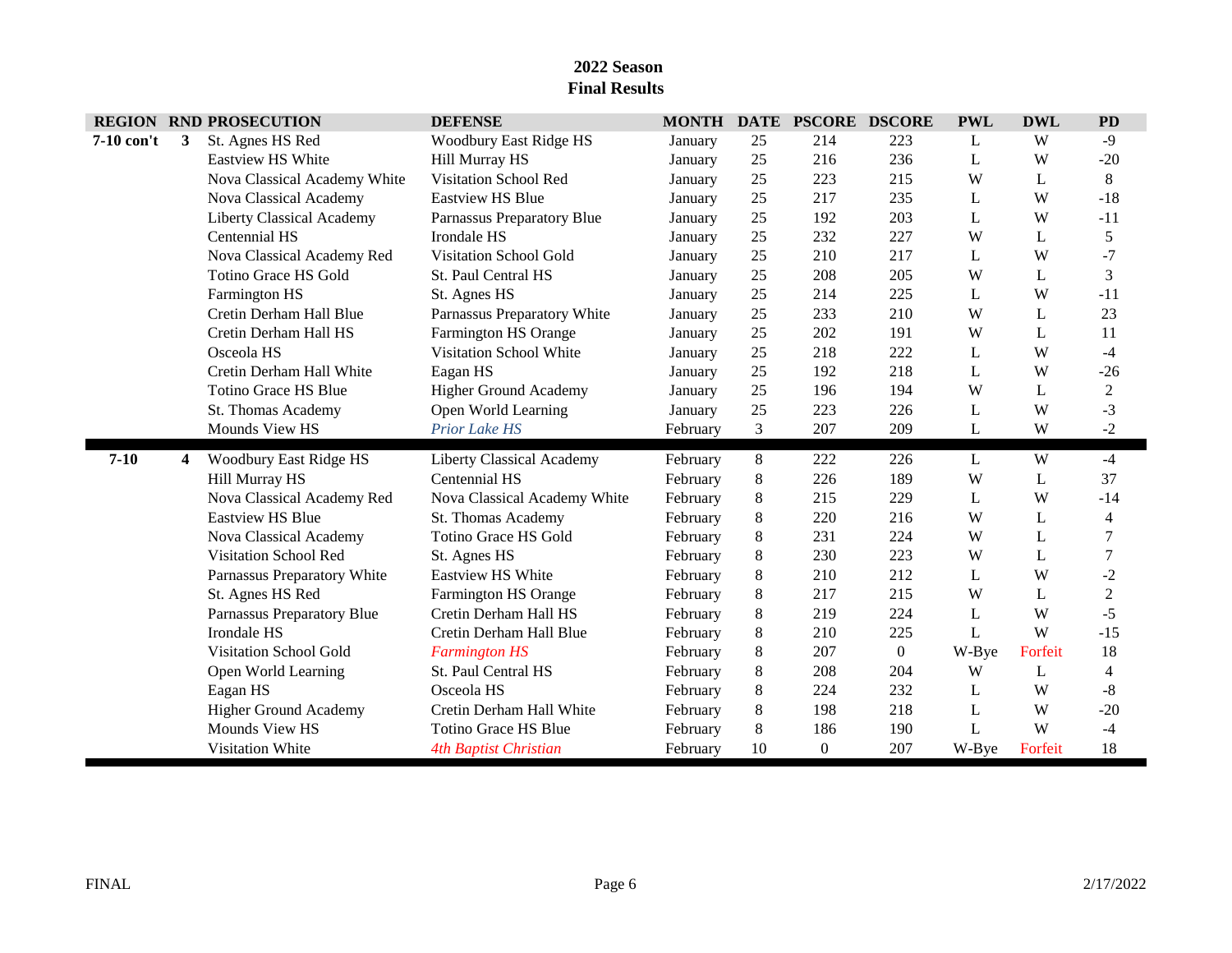## 2022 Season
## Final Results

| REGION | RND | PROSECUTION | DEFENSE | MONTH | DATE | PSCORE | DSCORE | PWL | DWL | PD |
|---|---|---|---|---|---|---|---|---|---|---|
| **7-10 con't** | **3** | St. Agnes HS Red | Woodbury East Ridge HS | January | 25 | 214 | 223 | L | W | -9 |
| | | Eastview HS White | Hill Murray HS | January | 25 | 216 | 236 | L | W | -20 |
| | | Nova Classical Academy White | Visitation School Red | January | 25 | 223 | 215 | W | L | 8 |
| | | Nova Classical Academy | Eastview HS Blue | January | 25 | 217 | 235 | L | W | -18 |
| | | Liberty Classical Academy | Parnassus Preparatory Blue | January | 25 | 192 | 203 | L | W | -11 |
| | | Centennial HS | Irondale HS | January | 25 | 232 | 227 | W | L | 5 |
| | | Nova Classical Academy Red | Visitation School Gold | January | 25 | 210 | 217 | L | W | -7 |
| | | Totino Grace HS Gold | St. Paul Central HS | January | 25 | 208 | 205 | W | L | 3 |
| | | Farmington HS | St. Agnes HS | January | 25 | 214 | 225 | L | W | -11 |
| | | Cretin Derham Hall Blue | Parnassus Preparatory White | January | 25 | 233 | 210 | W | L | 23 |
| | | Cretin Derham Hall HS | Farmington HS Orange | January | 25 | 202 | 191 | W | L | 11 |
| | | Osceola HS | Visitation School White | January | 25 | 218 | 222 | L | W | -4 |
| | | Cretin Derham Hall White | Eagan HS | January | 25 | 192 | 218 | L | W | -26 |
| | | Totino Grace HS Blue | Higher Ground Academy | January | 25 | 196 | 194 | W | L | 2 |
| | | St. Thomas Academy | Open World Learning | January | 25 | 223 | 226 | L | W | -3 |
| | | Mounds View HS | *Prior Lake HS* | February | 3 | 207 | 209 | L | W | -2 |
| **7-10** | **4** | Woodbury East Ridge HS | Liberty Classical Academy | February | 8 | 222 | 226 | L | W | -4 |
| | | Hill Murray HS | Centennial HS | February | 8 | 226 | 189 | W | L | 37 |
| | | Nova Classical Academy Red | Nova Classical Academy White | February | 8 | 215 | 229 | L | W | -14 |
| | | Eastview HS Blue | St. Thomas Academy | February | 8 | 220 | 216 | W | L | 4 |
| | | Nova Classical Academy | Totino Grace HS Gold | February | 8 | 231 | 224 | W | L | 7 |
| | | Visitation School Red | St. Agnes HS | February | 8 | 230 | 223 | W | L | 7 |
| | | Parnassus Preparatory White | Eastview HS White | February | 8 | 210 | 212 | L | W | -2 |
| | | St. Agnes HS Red | Farmington HS Orange | February | 8 | 217 | 215 | W | L | 2 |
| | | Parnassus Preparatory Blue | Cretin Derham Hall HS | February | 8 | 219 | 224 | L | W | -5 |
| | | Irondale HS | Cretin Derham Hall Blue | February | 8 | 210 | 225 | L | W | -15 |
| | | Visitation School Gold | *Farmington HS* | February | 8 | 207 | 0 | W-Bye | Forfeit | 18 |
| | | Open World Learning | St. Paul Central HS | February | 8 | 208 | 204 | W | L | 4 |
| | | Eagan HS | Osceola HS | February | 8 | 224 | 232 | L | W | -8 |
| | | Higher Ground Academy | Cretin Derham Hall White | February | 8 | 198 | 218 | L | W | -20 |
| | | Mounds View HS | Totino Grace HS Blue | February | 8 | 186 | 190 | L | W | -4 |
| | | Visitation White | *4th Baptist Christian* | February | 10 | 0 | 207 | W-Bye | Forfeit | 18 |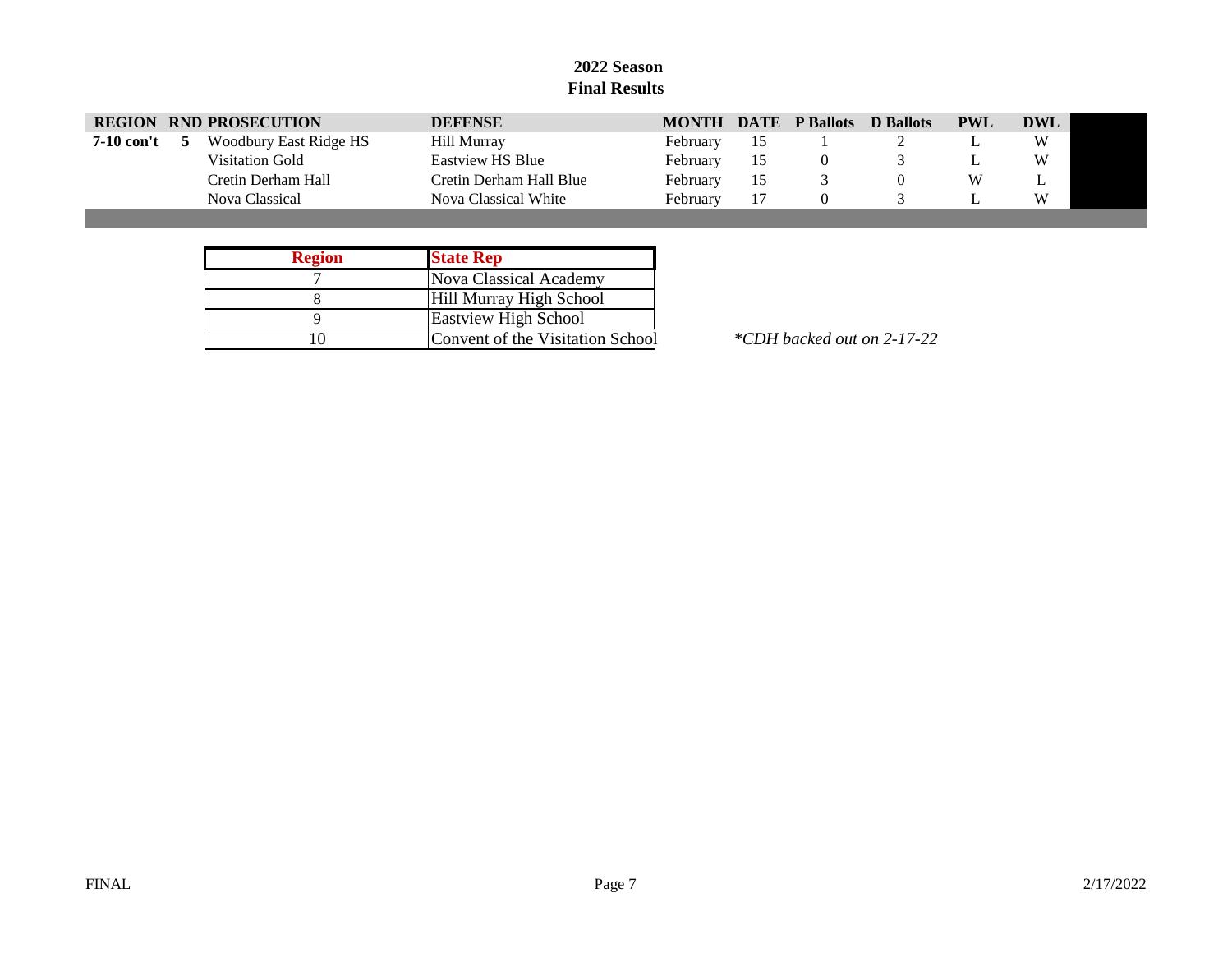**2022 Season**
**Final Results**

| REGION | RND | PROSECUTION | DEFENSE | MONTH | DATE | P Ballots | D Ballots | PWL | DWL |
|---|---|---|---|---|---|---|---|---|---|
| **7-10 con't** | **5** | Woodbury East Ridge HS | Hill Murray | February | 15 | 1 | 2 | L | W |
| | | Visitation Gold | Eastview HS Blue | February | 15 | 0 | 3 | L | W |
| | | Cretin Derham Hall | Cretin Derham Hall Blue | February | 15 | 3 | 0 | W | L |
| | | Nova Classical | Nova Classical White | February | 17 | 0 | 3 | L | W |

| Region | State Rep |
|---|---|
| 7 | Nova Classical Academy |
| 8 | Hill Murray High School |
| 9 | Eastview High School |
| 10 | Convent of the Visitation School |

*\*CDH backed out on 2-17-22*

FINAL

2/17/2022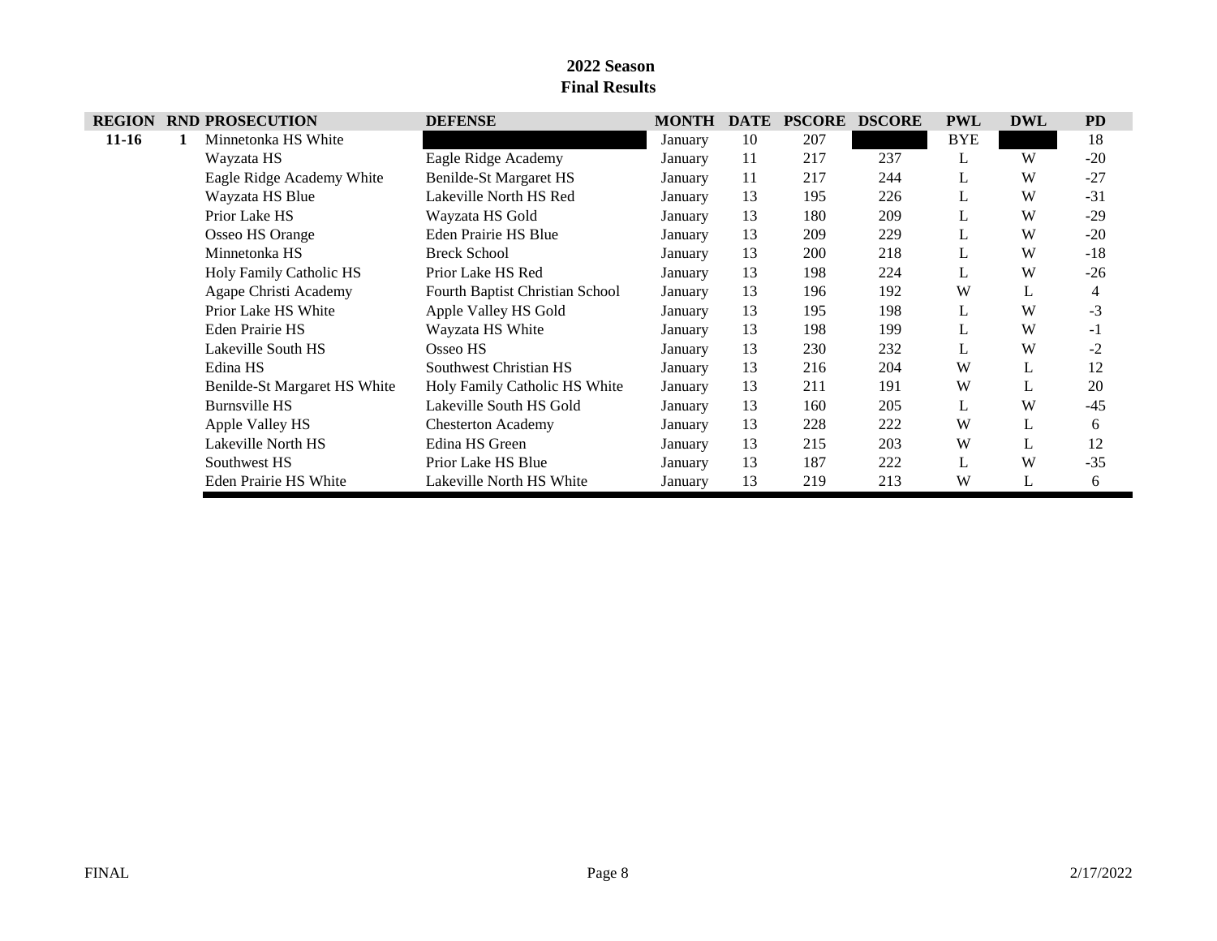**2022 Season**
**Final Results**

| REGION | RND | PROSECUTION | DEFENSE | MONTH | DATE | PSCORE | DSCORE | PWL | DWL | PD |
|---|---|---|---|---|---|---|---|---|---|---|
| 11-16 | 1 | Minnetonka HS White | | January | 10 | 207 | | BYE | | 18 |
| | | Wayzata HS | Eagle Ridge Academy | January | 11 | 217 | 237 | L | W | -20 |
| | | Eagle Ridge Academy White | Benilde-St Margaret HS | January | 11 | 217 | 244 | L | W | -27 |
| | | Wayzata HS Blue | Lakeville North HS Red | January | 13 | 195 | 226 | L | W | -31 |
| | | Prior Lake HS | Wayzata HS Gold | January | 13 | 180 | 209 | L | W | -29 |
| | | Osseo HS Orange | Eden Prairie HS Blue | January | 13 | 209 | 229 | L | W | -20 |
| | | Minnetonka HS | Breck School | January | 13 | 200 | 218 | L | W | -18 |
| | | Holy Family Catholic HS | Prior Lake HS Red | January | 13 | 198 | 224 | L | W | -26 |
| | | Agape Christi Academy | Fourth Baptist Christian School | January | 13 | 196 | 192 | W | L | 4 |
| | | Prior Lake HS White | Apple Valley HS Gold | January | 13 | 195 | 198 | L | W | -3 |
| | | Eden Prairie HS | Wayzata HS White | January | 13 | 198 | 199 | L | W | -1 |
| | | Lakeville South HS | Osseo HS | January | 13 | 230 | 232 | L | W | -2 |
| | | Edina HS | Southwest Christian HS | January | 13 | 216 | 204 | W | L | 12 |
| | | Benilde-St Margaret HS White | Holy Family Catholic HS White | January | 13 | 211 | 191 | W | L | 20 |
| | | Burnsville HS | Lakeville South HS Gold | January | 13 | 160 | 205 | L | W | -45 |
| | | Apple Valley HS | Chesterton Academy | January | 13 | 228 | 222 | W | L | 6 |
| | | Lakeville North HS | Edina HS Green | January | 13 | 215 | 203 | W | L | 12 |
| | | Southwest HS | Prior Lake HS Blue | January | 13 | 187 | 222 | L | W | -35 |
| | | Eden Prairie HS White | Lakeville North HS White | January | 13 | 219 | 213 | W | L | 6 |

FINAL 2/17/2022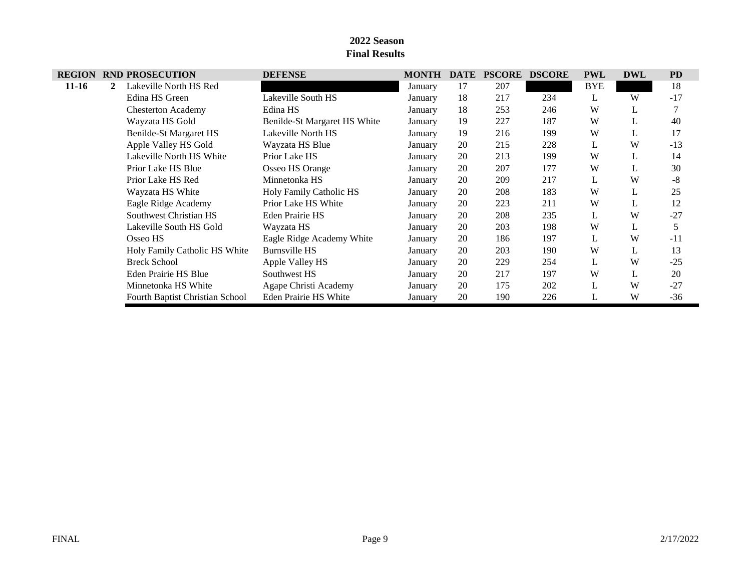**2022 Season**
**Final Results**

| REGION | RND | PROSECUTION | DEFENSE | MONTH | DATE | PSCORE | DSCORE | PWL | DWL | PD |
|---|---|---|---|---|---|---|---|---|---|---|
| **11-16** | **2** | Lakeville North HS Red | | January | 17 | 207 | | BYE | | 18 |
| | | Edina HS Green | Lakeville South HS | January | 18 | 217 | 234 | L | W | -17 |
| | | Chesterton Academy | Edina HS | January | 18 | 253 | 246 | W | L | 7 |
| | | Wayzata HS Gold | Benilde-St Margaret HS White | January | 19 | 227 | 187 | W | L | 40 |
| | | Benilde-St Margaret HS | Lakeville North HS | January | 19 | 216 | 199 | W | L | 17 |
| | | Apple Valley HS Gold | Wayzata HS Blue | January | 20 | 215 | 228 | L | W | -13 |
| | | Lakeville North HS White | Prior Lake HS | January | 20 | 213 | 199 | W | L | 14 |
| | | Prior Lake HS Blue | Osseo HS Orange | January | 20 | 207 | 177 | W | L | 30 |
| | | Prior Lake HS Red | Minnetonka HS | January | 20 | 209 | 217 | L | W | -8 |
| | | Wayzata HS White | Holy Family Catholic HS | January | 20 | 208 | 183 | W | L | 25 |
| | | Eagle Ridge Academy | Prior Lake HS White | January | 20 | 223 | 211 | W | L | 12 |
| | | Southwest Christian HS | Eden Prairie HS | January | 20 | 208 | 235 | L | W | -27 |
| | | Lakeville South HS Gold | Wayzata HS | January | 20 | 203 | 198 | W | L | 5 |
| | | Osseo HS | Eagle Ridge Academy White | January | 20 | 186 | 197 | L | W | -11 |
| | | Holy Family Catholic HS White | Burnsville HS | January | 20 | 203 | 190 | W | L | 13 |
| | | Breck School | Apple Valley HS | January | 20 | 229 | 254 | L | W | -25 |
| | | Eden Prairie HS Blue | Southwest HS | January | 20 | 217 | 197 | W | L | 20 |
| | | Minnetonka HS White | Agape Christi Academy | January | 20 | 175 | 202 | L | W | -27 |
| | | Fourth Baptist Christian School | Eden Prairie HS White | January | 20 | 190 | 226 | L | W | -36 |

FINAL | 2/17/2022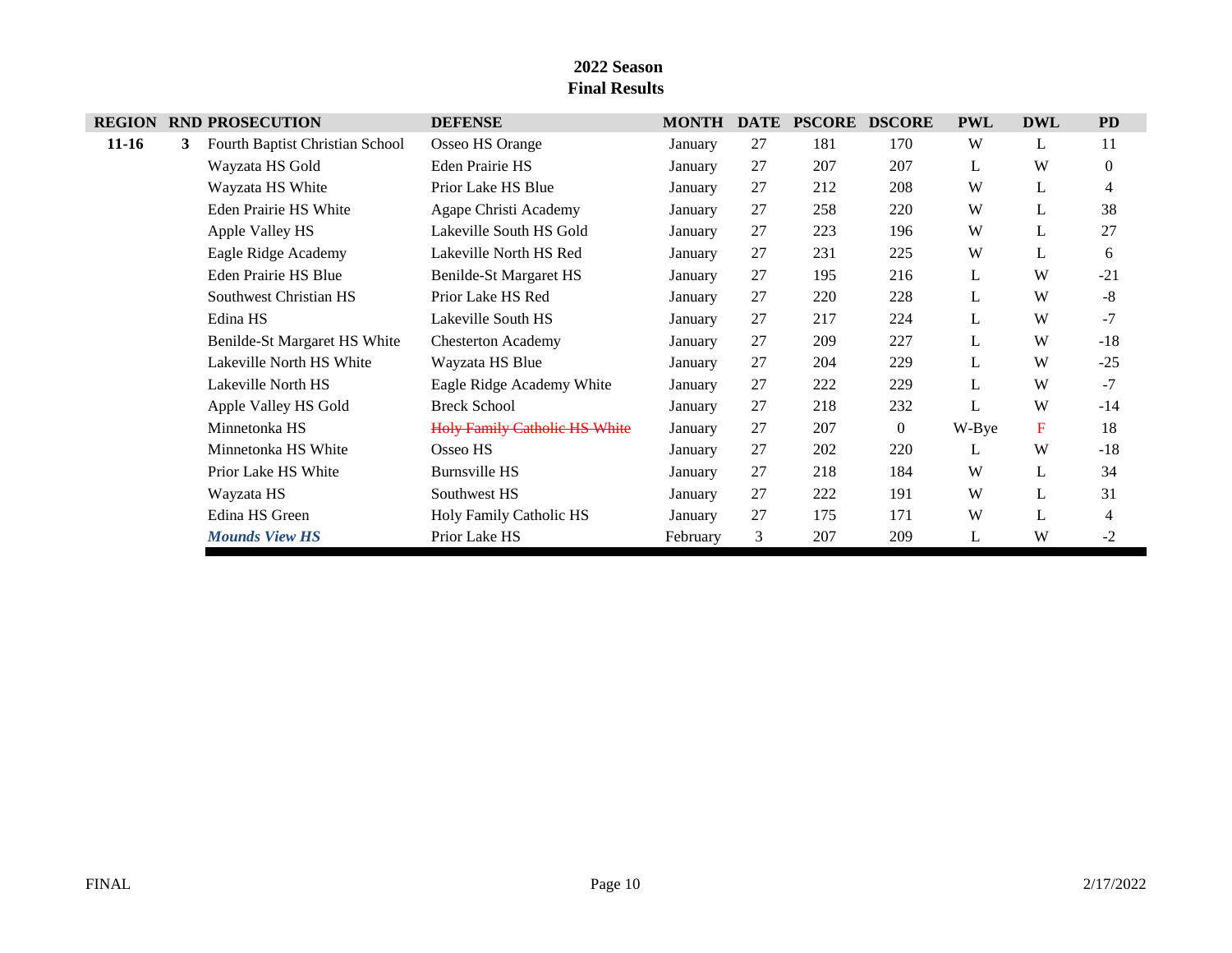**2022 Season**
**Final Results**

| REGION | RND | PROSECUTION | DEFENSE | MONTH | DATE | PSCORE | DSCORE | PWL | DWL | PD |
|---|---|---|---|---|---|---|---|---|---|---|
| **11-16** | **3** | Fourth Baptist Christian School | Osseo HS Orange | January | 27 | 181 | 170 | W | L | 11 |
| | | Wayzata HS Gold | Eden Prairie HS | January | 27 | 207 | 207 | L | W | 0 |
| | | Wayzata HS White | Prior Lake HS Blue | January | 27 | 212 | 208 | W | L | 4 |
| | | Eden Prairie HS White | Agape Christi Academy | January | 27 | 258 | 220 | W | L | 38 |
| | | Apple Valley HS | Lakeville South HS Gold | January | 27 | 223 | 196 | W | L | 27 |
| | | Eagle Ridge Academy | Lakeville North HS Red | January | 27 | 231 | 225 | W | L | 6 |
| | | Eden Prairie HS Blue | Benilde-St Margaret HS | January | 27 | 195 | 216 | L | W | -21 |
| | | Southwest Christian HS | Prior Lake HS Red | January | 27 | 220 | 228 | L | W | -8 |
| | | Edina HS | Lakeville South HS | January | 27 | 217 | 224 | L | W | -7 |
| | | Benilde-St Margaret HS White | Chesterton Academy | January | 27 | 209 | 227 | L | W | -18 |
| | | Lakeville North HS White | Wayzata HS Blue | January | 27 | 204 | 229 | L | W | -25 |
| | | Lakeville North HS | Eagle Ridge Academy White | January | 27 | 222 | 229 | L | W | -7 |
| | | Apple Valley HS Gold | Breck School | January | 27 | 218 | 232 | L | W | -14 |
| | | Minnetonka HS | ~~Holy Family Catholic HS White~~ | January | 27 | 207 | 0 | W-Bye | F | 18 |
| | | Minnetonka HS White | Osseo HS | January | 27 | 202 | 220 | L | W | -18 |
| | | Prior Lake HS White | Burnsville HS | January | 27 | 218 | 184 | W | L | 34 |
| | | Wayzata HS | Southwest HS | January | 27 | 222 | 191 | W | L | 31 |
| | | Edina HS Green | Holy Family Catholic HS | January | 27 | 175 | 171 | W | L | 4 |
| | | ***Mounds View HS*** | Prior Lake HS | February | 3 | 207 | 209 | L | W | -2 |

FINAL 2/17/2022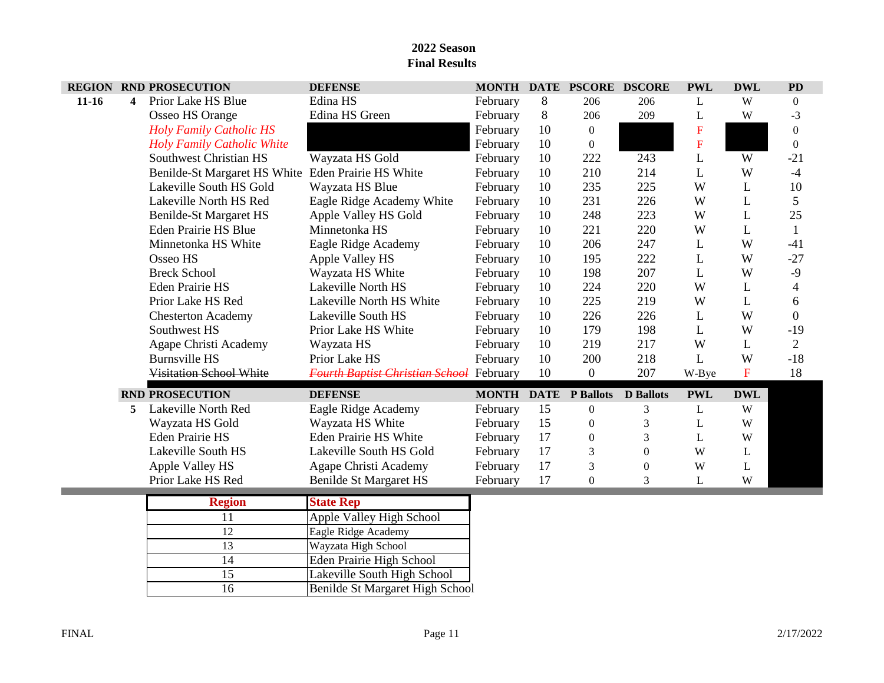## 2022 Season
## Final Results

| REGION | RND | PROSECUTION | DEFENSE | MONTH | DATE | PSCORE | DSCORE | PWL | DWL | PD |
|---|---|---|---|---|---|---|---|---|---|---|
| 11-16 | 4 | Prior Lake HS Blue | Edina HS | February | 8 | 206 | 206 | L | W | 0 |
| | | Osseo HS Orange | Edina HS Green | February | 8 | 206 | 209 | L | W | -3 |
| | | *Holy Family Catholic HS* | | February | 10 | 0 | | F | | 0 |
| | | *Holy Family Catholic White* | | February | 10 | 0 | | F | | 0 |
| | | Southwest Christian HS | Wayzata HS Gold | February | 10 | 222 | 243 | L | W | -21 |
| | | Benilde-St Margaret HS White | Eden Prairie HS White | February | 10 | 210 | 214 | L | W | -4 |
| | | Lakeville South HS Gold | Wayzata HS Blue | February | 10 | 235 | 225 | W | L | 10 |
| | | Lakeville North HS Red | Eagle Ridge Academy White | February | 10 | 231 | 226 | W | L | 5 |
| | | Benilde-St Margaret HS | Apple Valley HS Gold | February | 10 | 248 | 223 | W | L | 25 |
| | | Eden Prairie HS Blue | Minnetonka HS | February | 10 | 221 | 220 | W | L | 1 |
| | | Minnetonka HS White | Eagle Ridge Academy | February | 10 | 206 | 247 | L | W | -41 |
| | | Osseo HS | Apple Valley HS | February | 10 | 195 | 222 | L | W | -27 |
| | | Breck School | Wayzata HS White | February | 10 | 198 | 207 | L | W | -9 |
| | | Eden Prairie HS | Lakeville North HS | February | 10 | 224 | 220 | W | L | 4 |
| | | Prior Lake HS Red | Lakeville North HS White | February | 10 | 225 | 219 | W | L | 6 |
| | | Chesterton Academy | Lakeville South HS | February | 10 | 226 | 226 | L | W | 0 |
| | | Southwest HS | Prior Lake HS White | February | 10 | 179 | 198 | L | W | -19 |
| | | Agape Christi Academy | Wayzata HS | February | 10 | 219 | 217 | W | L | 2 |
| | | Burnsville HS | Prior Lake HS | February | 10 | 200 | 218 | L | W | -18 |
| | | ~~Visitation School White~~ | ~~*Fourth Baptist Christian School*~~ | February | 10 | 0 | 207 | W-Bye | F | 18 |

| RND | PROSECUTION | DEFENSE | MONTH | DATE | P Ballots | D Ballots | PWL | DWL |
|---|---|---|---|---|---|---|---|---|
| 5 | Lakeville North Red | Eagle Ridge Academy | February | 15 | 0 | 3 | L | W |
| | Wayzata HS Gold | Wayzata HS White | February | 15 | 0 | 3 | L | W |
| | Eden Prairie HS | Eden Prairie HS White | February | 17 | 0 | 3 | L | W |
| | Lakeville South HS | Lakeville South HS Gold | February | 17 | 3 | 0 | W | L |
| | Apple Valley HS | Agape Christi Academy | February | 17 | 3 | 0 | W | L |
| | Prior Lake HS Red | Benilde St Margaret HS | February | 17 | 0 | 3 | L | W |

| Region | State Rep |
|---|---|
| 11 | Apple Valley High School |
| 12 | Eagle Ridge Academy |
| 13 | Wayzata High School |
| 14 | Eden Prairie High School |
| 15 | Lakeville South High School |
| 16 | Benilde St Margaret High School |

FINAL 2/17/2022